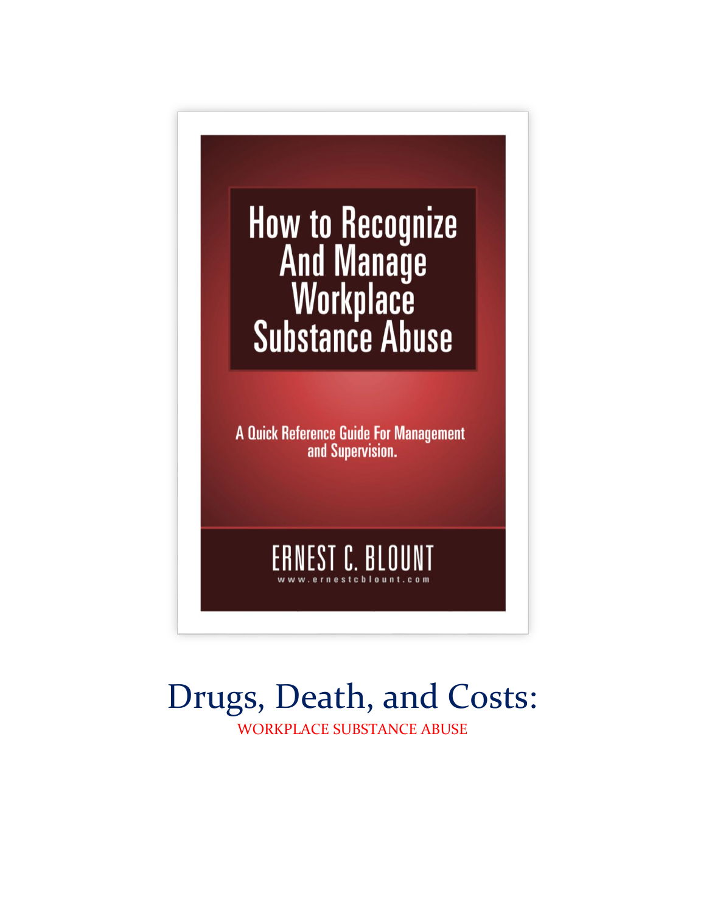How to Recognize And Manage Workplace Substance Abuse

A Quick Reference Guide For Management and Supervision.

ERNEST C. BLOUNT

www.ernestcblount.com

# Drugs, Death, and Costs:

WORKPLACE SUBSTANCE ABUSE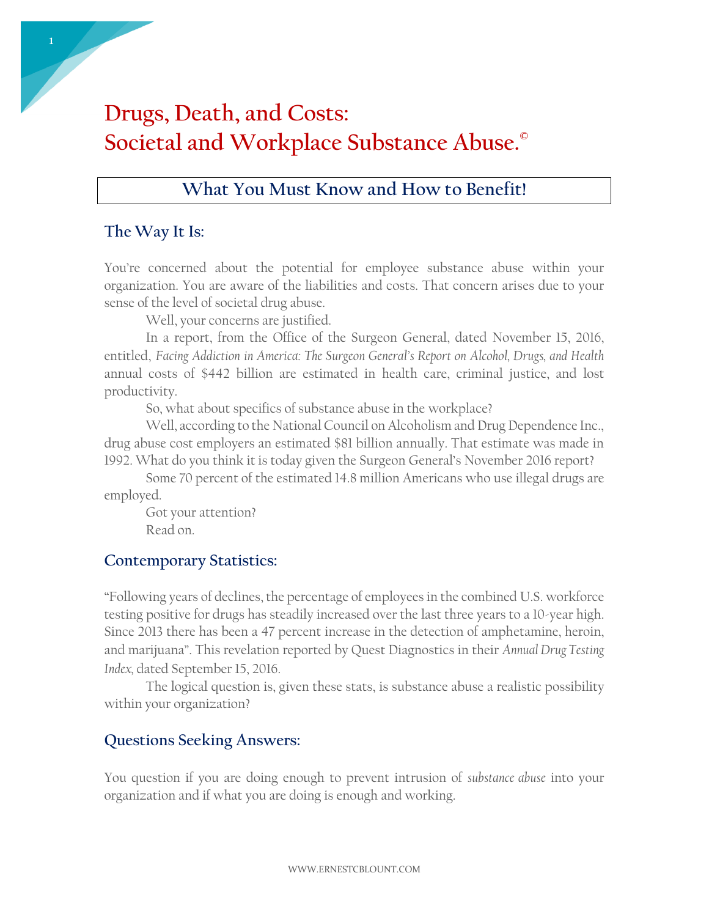# Drugs, Death, and Costs: Societal and Workplace Substance Abuse.©

## What You Must Know and How to Benefit!

### The Way It Is:

You're concerned about the potential for employee substance abuse within your organization. You are aware of the liabilities and costs. That concern arises due to your sense of the level of societal drug abuse.

Well, your concerns are justified.

In a report, from the Office of the Surgeon General, dated November 15, 2016, entitled, *Facing Addiction in America: The Surgeon General's Report on Alcohol, Drugs, and Health* annual costs of $442 billion are estimated in health care, criminal justice, and lost productivity.

So, what about specifics of substance abuse in the workplace?

Well, according to the National Council on Alcoholism and Drug Dependence Inc., drug abuse cost employers an estimated $81 billion annually. That estimate was made in 1992. What do you think it is today given the Surgeon General's November 2016 report?

Some 70 percent of the estimated 14.8 million Americans who use illegal drugs are employed.

Got your attention?

Read on.

### Contemporary Statistics:

"Following years of declines, the percentage of employees in the combined U.S. workforce testing positive for drugs has steadily increased over the last three years to a 10-year high. Since 2013 there has been a 47 percent increase in the detection of amphetamine, heroin, and marijuana". This revelation reported by Quest Diagnostics in their *Annual Drug Testing Index,* dated September 15, 2016.

The logical question is, given these stats, is substance abuse a realistic possibility within your organization?

### Questions Seeking Answers:

You question if you are doing enough to prevent intrusion of *substance abuse* into your organization and if what you are doing is enough and working.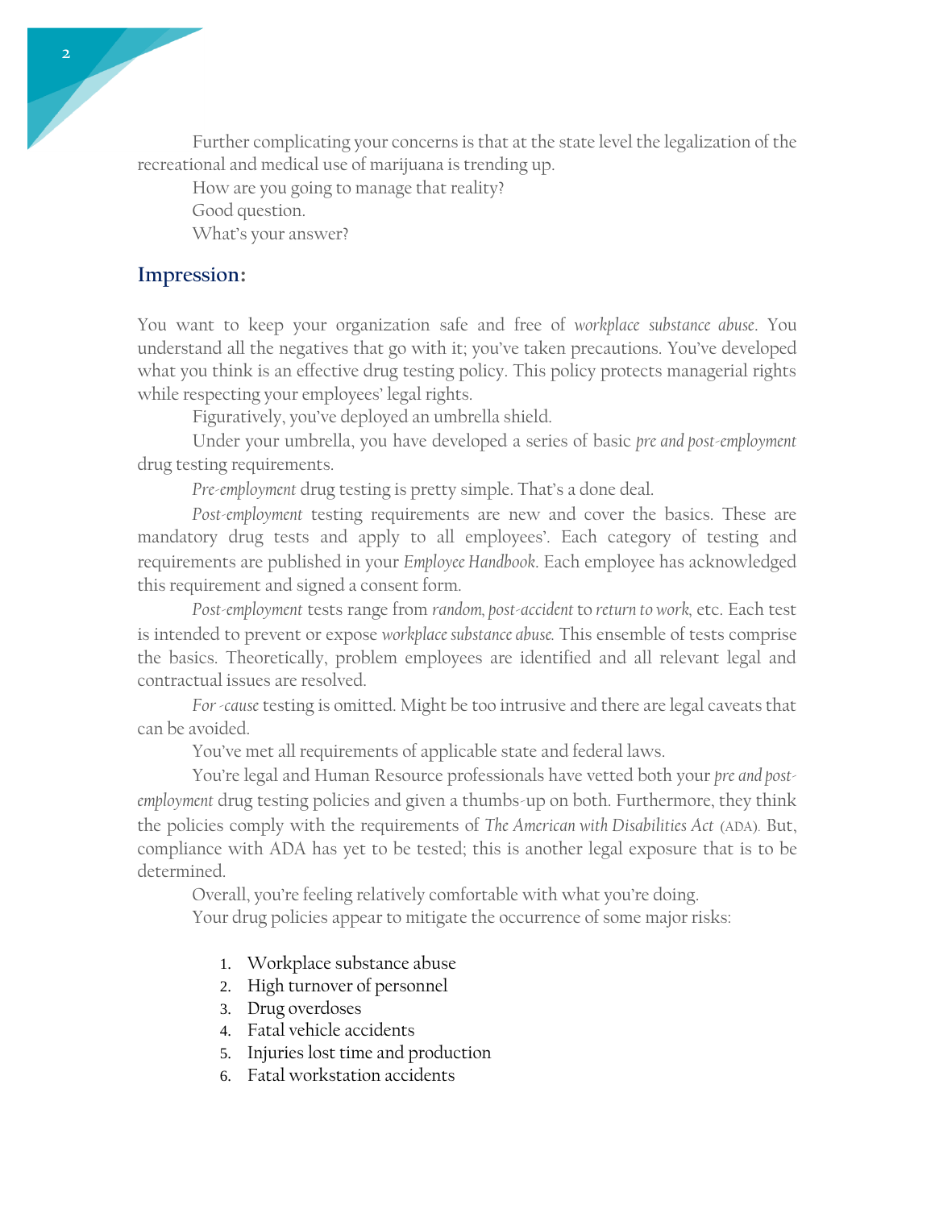Further complicating your concerns is that at the state level the legalization of the recreational and medical use of marijuana is trending up.

How are you going to manage that reality?

Good question.

What's your answer?

## Impression:

You want to keep your organization safe and free of *workplace substance abuse*. You understand all the negatives that go with it; you've taken precautions. You've developed what you think is an effective drug testing policy. This policy protects managerial rights while respecting your employees' legal rights.

Figuratively, you've deployed an umbrella shield.

Under your umbrella, you have developed a series of basic *pre and post-employment* drug testing requirements.

*Pre-employment* drug testing is pretty simple. That's a done deal.

*Post-employment* testing requirements are new and cover the basics. These are mandatory drug tests and apply to all employees'. Each category of testing and requirements are published in your *Employee Handbook*. Each employee has acknowledged this requirement and signed a consent form.

*Post-employment* tests range from *random, post-accident* to *return to work*, etc. Each test is intended to prevent or expose *workplace substance abuse.* This ensemble of tests comprise the basics. Theoretically, problem employees are identified and all relevant legal and contractual issues are resolved.

*For -cause* testing is omitted. Might be too intrusive and there are legal caveats that can be avoided.

You've met all requirements of applicable state and federal laws.

You're legal and Human Resource professionals have vetted both your *pre and post-employment* drug testing policies and given a thumbs-up on both. Furthermore, they think the policies comply with the requirements of *The American with Disabilities Act* (ADA). But, compliance with ADA has yet to be tested; this is another legal exposure that is to be determined.

Overall, you're feeling relatively comfortable with what you're doing.

Your drug policies appear to mitigate the occurrence of some major risks:

1. Workplace substance abuse
2. High turnover of personnel
3. Drug overdoses
4. Fatal vehicle accidents
5. Injuries lost time and production
6. Fatal workstation accidents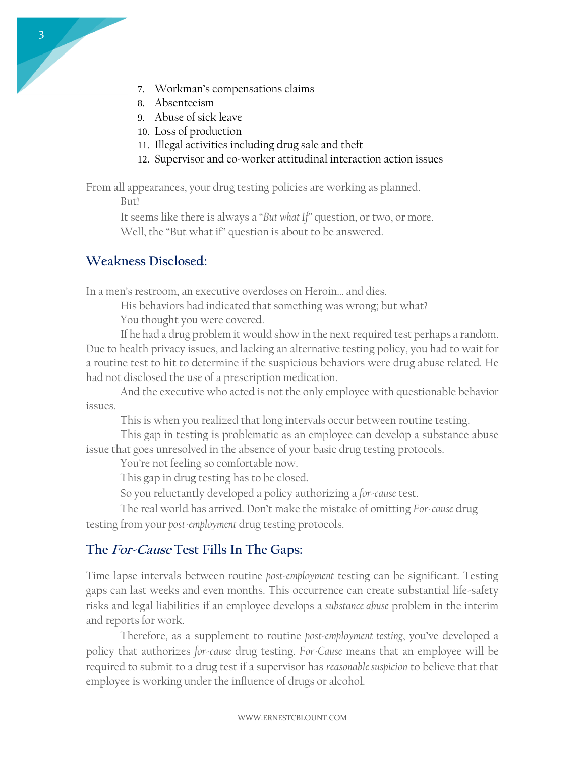7. Workman's compensations claims
8. Absenteeism
9. Abuse of sick leave
10. Loss of production
11. Illegal activities including drug sale and theft
12. Supervisor and co-worker attitudinal interaction action issues

From all appearances, your drug testing policies are working as planned.

But!

It seems like there is always a "*But what If*" question, or two, or more.

Well, the "But what if" question is about to be answered.

## Weakness Disclosed:

In a men's restroom, an executive overdoses on Heroin… and dies.

His behaviors had indicated that something was wrong; but what?

You thought you were covered.

If he had a drug problem it would show in the next required test perhaps a random. Due to health privacy issues, and lacking an alternative testing policy, you had to wait for a routine test to hit to determine if the suspicious behaviors were drug abuse related. He had not disclosed the use of a prescription medication.

And the executive who acted is not the only employee with questionable behavior issues.

This is when you realized that long intervals occur between routine testing.

This gap in testing is problematic as an employee can develop a substance abuse issue that goes unresolved in the absence of your basic drug testing protocols.

You're not feeling so comfortable now.

This gap in drug testing has to be closed.

So you reluctantly developed a policy authorizing a *for-cause* test.

The real world has arrived. Don't make the mistake of omitting *For-cause* drug testing from your *post-employment* drug testing protocols.

## The *For-Cause* Test Fills In The Gaps:

Time lapse intervals between routine *post-employment* testing can be significant. Testing gaps can last weeks and even months. This occurrence can create substantial life-safety risks and legal liabilities if an employee develops a *substance abuse* problem in the interim and reports for work.

Therefore, as a supplement to routine *post-employment testing*, you've developed a policy that authorizes *for-cause* drug testing. *For-Cause* means that an employee will be required to submit to a drug test if a supervisor has *reasonable suspicion* to believe that that employee is working under the influence of drugs or alcohol.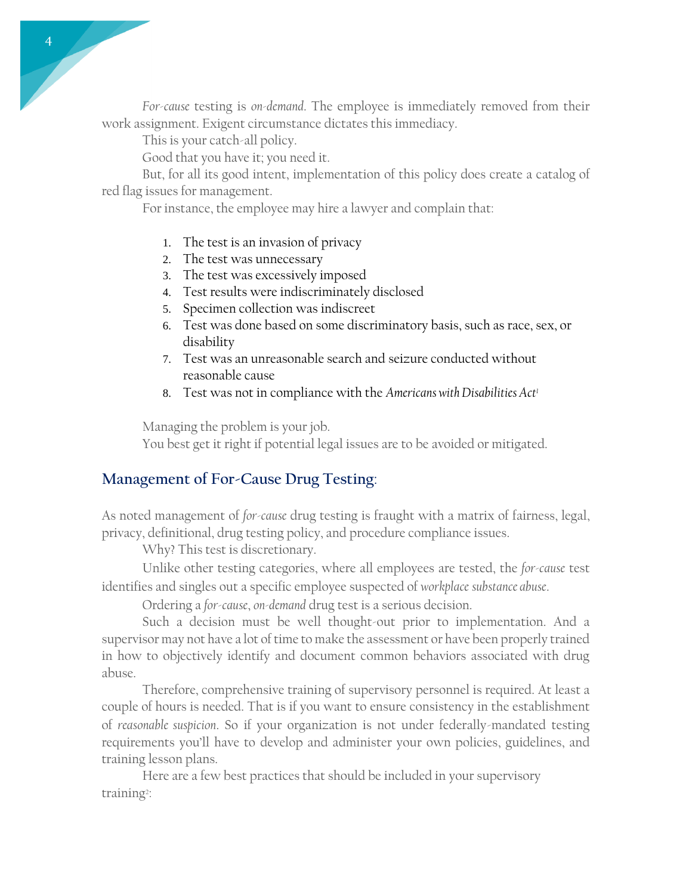*For-cause* testing is *on-demand*. The employee is immediately removed from their work assignment. Exigent circumstance dictates this immediacy.

This is your catch-all policy.

Good that you have it; you need it.

But, for all its good intent, implementation of this policy does create a catalog of red flag issues for management.

For instance, the employee may hire a lawyer and complain that:

1. The test is an invasion of privacy
2. The test was unnecessary
3. The test was excessively imposed
4. Test results were indiscriminately disclosed
5. Specimen collection was indiscreet
6. Test was done based on some discriminatory basis, such as race, sex, or disability
7. Test was an unreasonable search and seizure conducted without reasonable cause
8. Test was not in compliance with the *Americans with Disabilities Act*[1]

Managing the problem is your job.

You best get it right if potential legal issues are to be avoided or mitigated.

## Management of For-Cause Drug Testing:

As noted management of *for-cause* drug testing is fraught with a matrix of fairness, legal, privacy, definitional, drug testing policy, and procedure compliance issues.

Why? This test is discretionary.

Unlike other testing categories, where all employees are tested, the *for-cause* test identifies and singles out a specific employee suspected of *workplace substance abuse*.

Ordering a *for-cause*, *on-demand* drug test is a serious decision.

Such a decision must be well thought-out prior to implementation. And a supervisor may not have a lot of time to make the assessment or have been properly trained in how to objectively identify and document common behaviors associated with drug abuse.

Therefore, comprehensive training of supervisory personnel is required. At least a couple of hours is needed. That is if you want to ensure consistency in the establishment of *reasonable suspicion*. So if your organization is not under federally-mandated testing requirements you'll have to develop and administer your own policies, guidelines, and training lesson plans.

Here are a few best practices that should be included in your supervisory training[2]: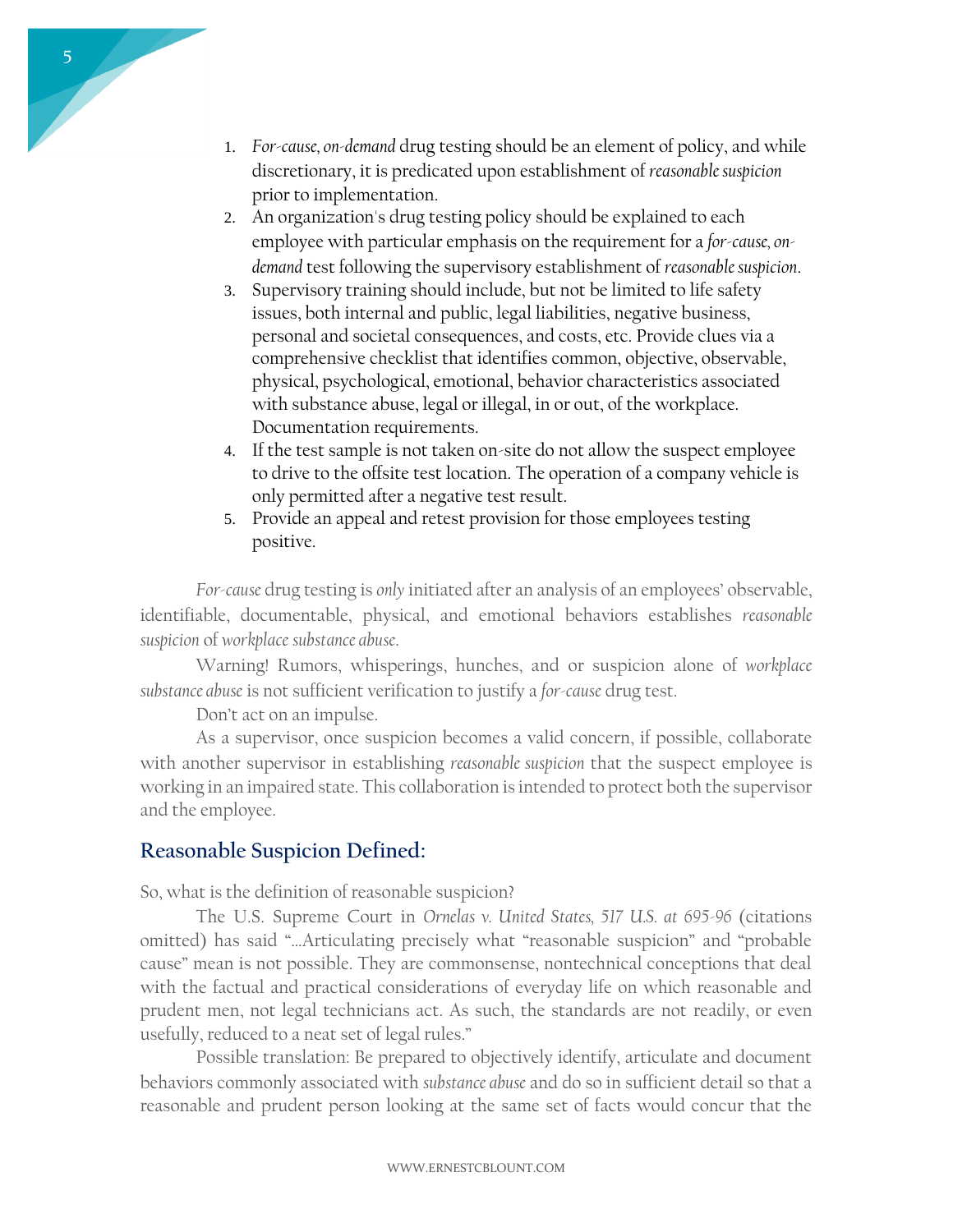1. *For-cause, on-demand* drug testing should be an element of policy, and while discretionary, it is predicated upon establishment of *reasonable suspicion* prior to implementation.
2. An organization's drug testing policy should be explained to each employee with particular emphasis on the requirement for a *for-cause, on-demand* test following the supervisory establishment of *reasonable suspicion*.
3. Supervisory training should include, but not be limited to life safety issues, both internal and public, legal liabilities, negative business, personal and societal consequences, and costs, etc. Provide clues via a comprehensive checklist that identifies common, objective, observable, physical, psychological, emotional, behavior characteristics associated with substance abuse, legal or illegal, in or out, of the workplace. Documentation requirements.
4. If the test sample is not taken on-site do not allow the suspect employee to drive to the offsite test location. The operation of a company vehicle is only permitted after a negative test result.
5. Provide an appeal and retest provision for those employees testing positive.

*For-cause* drug testing is *only* initiated after an analysis of an employees' observable, identifiable, documentable, physical, and emotional behaviors establishes *reasonable suspicion* of *workplace substance abuse*.

Warning! Rumors, whisperings, hunches, and or suspicion alone of *workplace substance abuse* is not sufficient verification to justify a *for-cause* drug test.

Don't act on an impulse.

As a supervisor, once suspicion becomes a valid concern, if possible, collaborate with another supervisor in establishing *reasonable suspicion* that the suspect employee is working in an impaired state. This collaboration is intended to protect both the supervisor and the employee.

## Reasonable Suspicion Defined:

So, what is the definition of reasonable suspicion?

The U.S. Supreme Court in *Ornelas v. United States, 517 U.S. at 695-96* (citations omitted) has said "…Articulating precisely what "reasonable suspicion" and "probable cause" mean is not possible. They are commonsense, nontechnical conceptions that deal with the factual and practical considerations of everyday life on which reasonable and prudent men, not legal technicians act. As such, the standards are not readily, or even usefully, reduced to a neat set of legal rules."

Possible translation: Be prepared to objectively identify, articulate and document behaviors commonly associated with *substance abuse* and do so in sufficient detail so that a reasonable and prudent person looking at the same set of facts would concur that the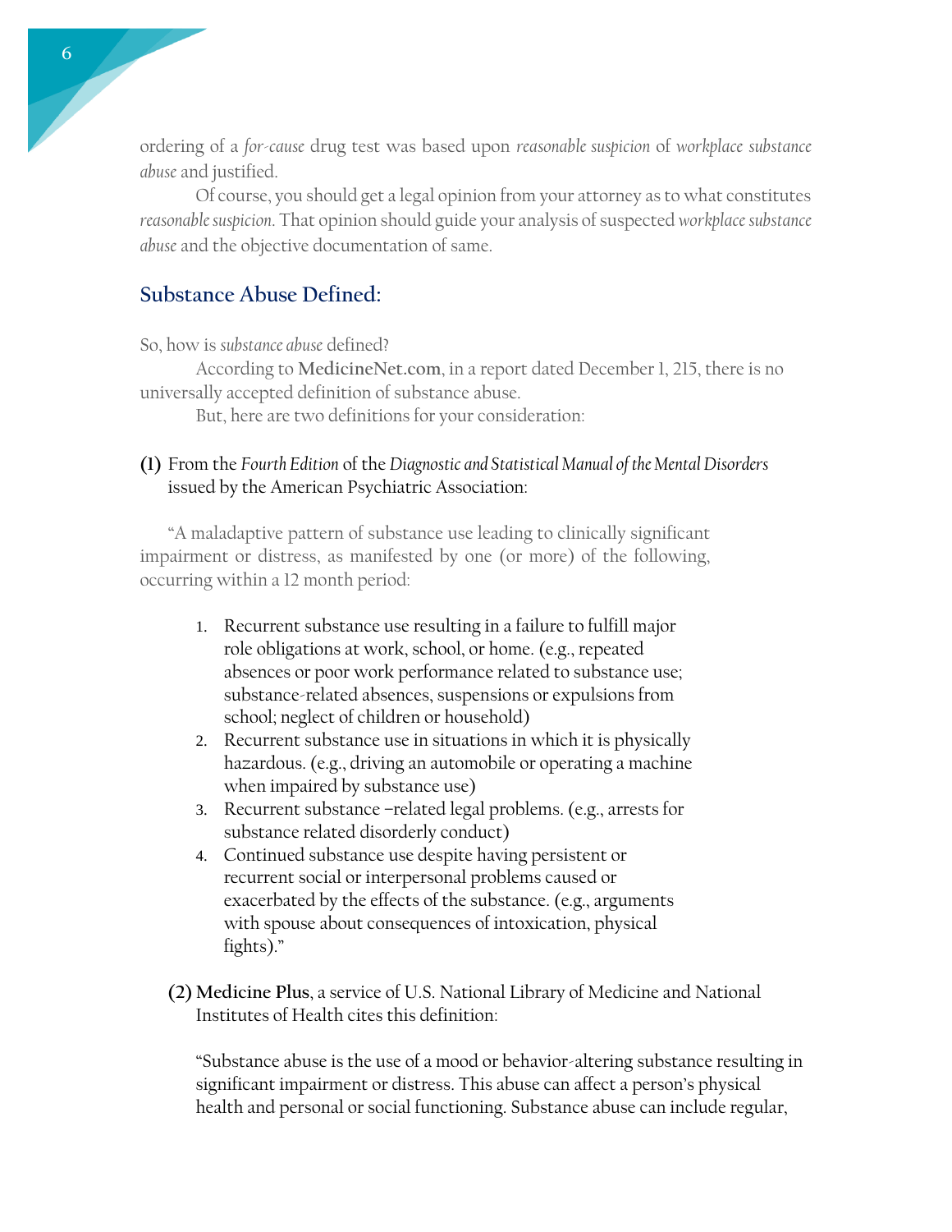ordering of a *for-cause* drug test was based upon *reasonable suspicion* of *workplace substance abuse* and justified.

Of course, you should get a legal opinion from your attorney as to what constitutes *reasonable suspicion*. That opinion should guide your analysis of suspected *workplace substance abuse* and the objective documentation of same.

## Substance Abuse Defined:

So, how is *substance abuse* defined?

According to **MedicineNet.com**, in a report dated December 1, 215, there is no universally accepted definition of substance abuse.

But, here are two definitions for your consideration:

**(1)** From the *Fourth Edition* of the *Diagnostic and Statistical Manual of the Mental Disorders* issued by the American Psychiatric Association:

"A maladaptive pattern of substance use leading to clinically significant impairment or distress, as manifested by one (or more) of the following, occurring within a 12 month period:

1. Recurrent substance use resulting in a failure to fulfill major role obligations at work, school, or home. (e.g., repeated absences or poor work performance related to substance use; substance-related absences, suspensions or expulsions from school; neglect of children or household)
2. Recurrent substance use in situations in which it is physically hazardous. (e.g., driving an automobile or operating a machine when impaired by substance use)
3. Recurrent substance –related legal problems. (e.g., arrests for substance related disorderly conduct)
4. Continued substance use despite having persistent or recurrent social or interpersonal problems caused or exacerbated by the effects of the substance. (e.g., arguments with spouse about consequences of intoxication, physical fights)."

**(2)** **Medicine Plus**, a service of U.S. National Library of Medicine and National Institutes of Health cites this definition:

"Substance abuse is the use of a mood or behavior-altering substance resulting in significant impairment or distress. This abuse can affect a person's physical health and personal or social functioning. Substance abuse can include regular,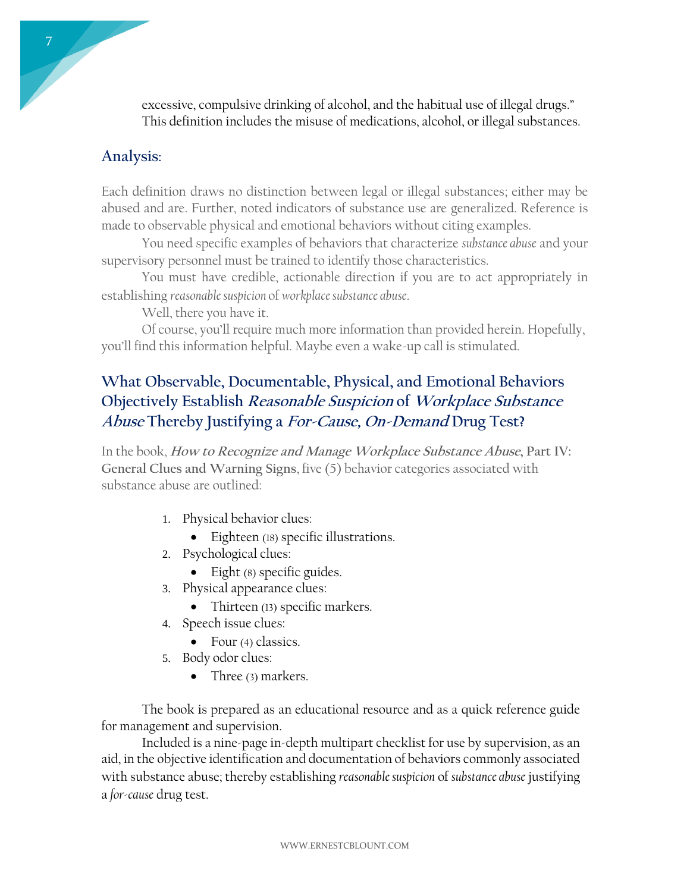excessive, compulsive drinking of alcohol, and the habitual use of illegal drugs." This definition includes the misuse of medications, alcohol, or illegal substances.

## Analysis:

Each definition draws no distinction between legal or illegal substances; either may be abused and are. Further, noted indicators of substance use are generalized. Reference is made to observable physical and emotional behaviors without citing examples.

You need specific examples of behaviors that characterize *substance abuse* and your supervisory personnel must be trained to identify those characteristics.

You must have credible, actionable direction if you are to act appropriately in establishing *reasonable suspicion* of *workplace substance abuse*.

Well, there you have it.

Of course, you'll require much more information than provided herein. Hopefully, you'll find this information helpful. Maybe even a wake-up call is stimulated.

## What Observable, Documentable, Physical, and Emotional Behaviors Objectively Establish *Reasonable Suspicion* of *Workplace Substance Abuse* Thereby Justifying a *For-Cause, On-Demand* Drug Test?

In the book, ***How to Recognize and Manage Workplace Substance Abuse***, **Part IV: General Clues and Warning Signs**, five (5) behavior categories associated with substance abuse are outlined:

1. Physical behavior clues:
   - Eighteen (18) specific illustrations.
2. Psychological clues:
   - Eight (8) specific guides.
3. Physical appearance clues:
   - Thirteen (13) specific markers.
4. Speech issue clues:
   - Four (4) classics.
5. Body odor clues:
   - Three (3) markers.

The book is prepared as an educational resource and as a quick reference guide for management and supervision.

Included is a nine-page in-depth multipart checklist for use by supervision, as an aid, in the objective identification and documentation of behaviors commonly associated with substance abuse; thereby establishing *reasonable suspicion* of *substance abuse* justifying a *for-cause* drug test.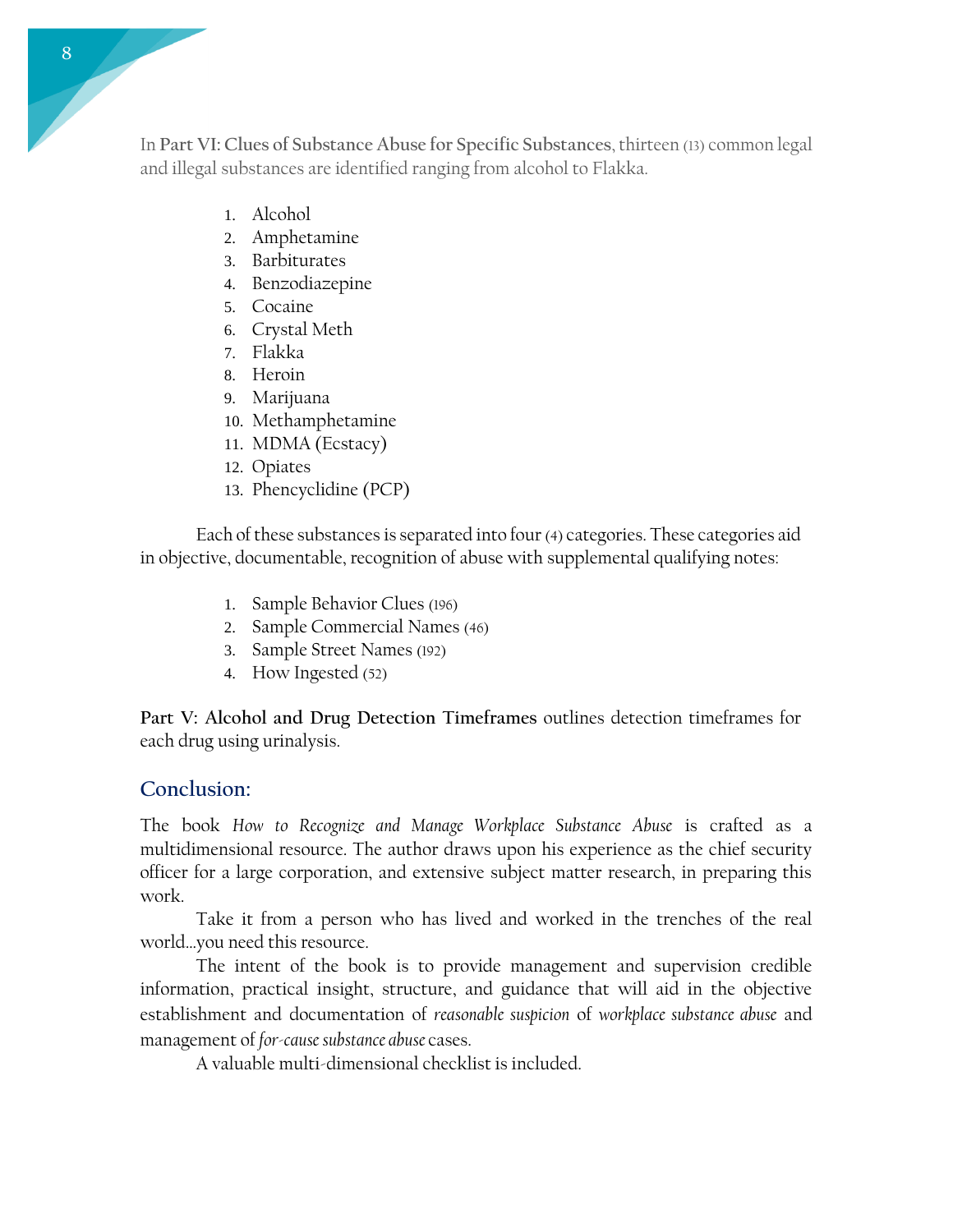In **Part VI: Clues of Substance Abuse for Specific Substances**, thirteen (13) common legal and illegal substances are identified ranging from alcohol to Flakka.

1. Alcohol
2. Amphetamine
3. Barbiturates
4. Benzodiazepine
5. Cocaine
6. Crystal Meth
7. Flakka
8. Heroin
9. Marijuana
10. Methamphetamine
11. MDMA (Ecstacy)
12. Opiates
13. Phencyclidine (PCP)

Each of these substances is separated into four (4) categories. These categories aid in objective, documentable, recognition of abuse with supplemental qualifying notes:

1. Sample Behavior Clues (196)
2. Sample Commercial Names (46)
3. Sample Street Names (192)
4. How Ingested (52)

**Part V: Alcohol and Drug Detection Timeframes** outlines detection timeframes for each drug using urinalysis.

## Conclusion:

The book *How to Recognize and Manage Workplace Substance Abuse* is crafted as a multidimensional resource. The author draws upon his experience as the chief security officer for a large corporation, and extensive subject matter research, in preparing this work.

Take it from a person who has lived and worked in the trenches of the real world…you need this resource.

The intent of the book is to provide management and supervision credible information, practical insight, structure, and guidance that will aid in the objective establishment and documentation of *reasonable suspicion* of *workplace substance abuse* and management of *for-cause substance abuse* cases.

A valuable multi-dimensional checklist is included.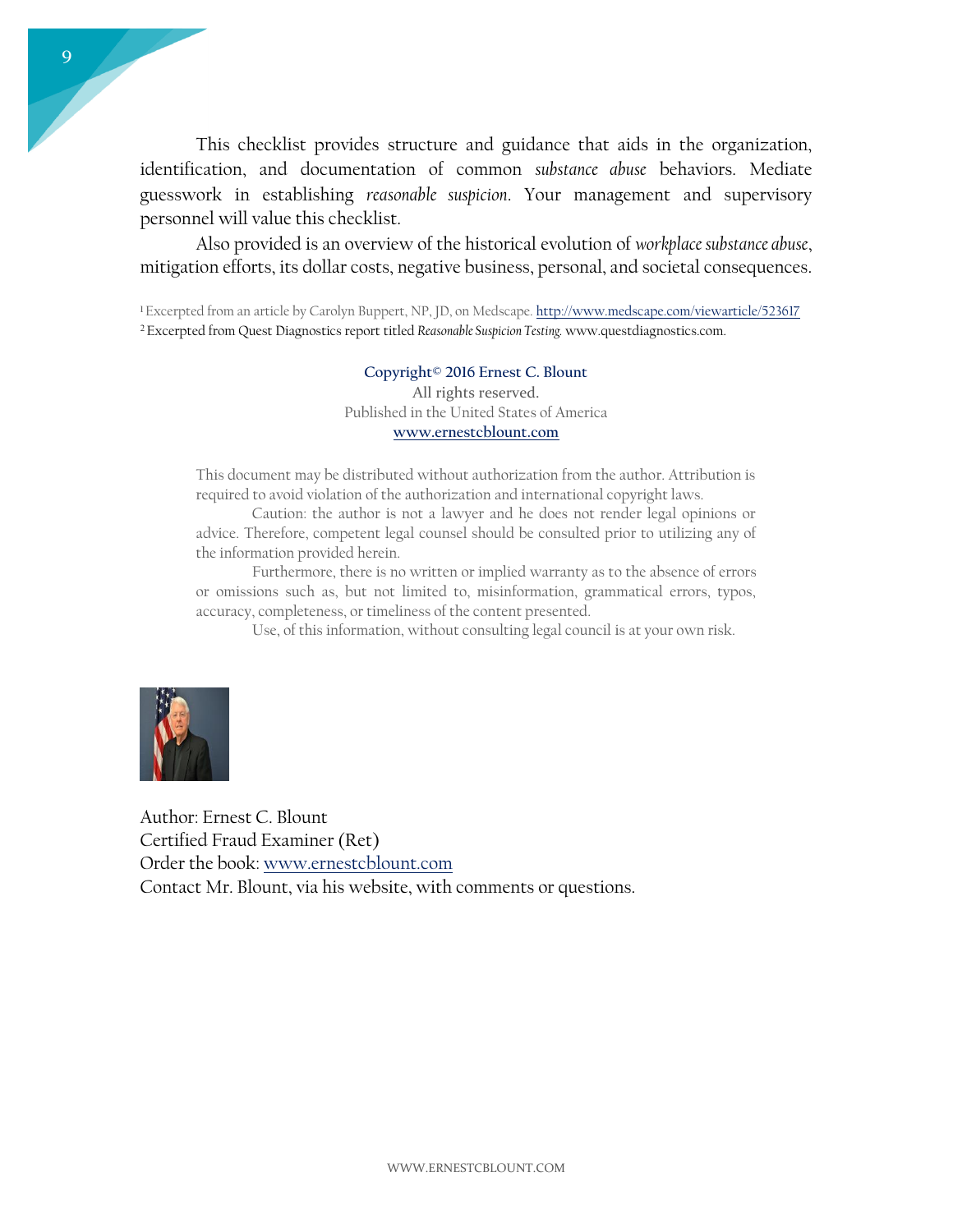This checklist provides structure and guidance that aids in the organization, identification, and documentation of common *substance abuse* behaviors. Mediate guesswork in establishing *reasonable suspicion*. Your management and supervisory personnel will value this checklist.

Also provided is an overview of the historical evolution of *workplace substance abuse*, mitigation efforts, its dollar costs, negative business, personal, and societal consequences.

[1] Excerpted from an article by Carolyn Buppert, NP, JD, on Medscape. http://www.medscape.com/viewarticle/523617
[2] Excerpted from Quest Diagnostics report titled *Reasonable Suspicion Testing*. www.questdiagnostics.com.

Copyright© 2016 Ernest C. Blount
All rights reserved.
Published in the United States of America
www.ernestcblount.com

This document may be distributed without authorization from the author. Attribution is required to avoid violation of the authorization and international copyright laws.

Caution: the author is not a lawyer and he does not render legal opinions or advice. Therefore, competent legal counsel should be consulted prior to utilizing any of the information provided herein.

Furthermore, there is no written or implied warranty as to the absence of errors or omissions such as, but not limited to, misinformation, grammatical errors, typos, accuracy, completeness, or timeliness of the content presented.

Use, of this information, without consulting legal council is at your own risk.

Author: Ernest C. Blount
Certified Fraud Examiner (Ret)
Order the book: www.ernestcblount.com
Contact Mr. Blount, via his website, with comments or questions.